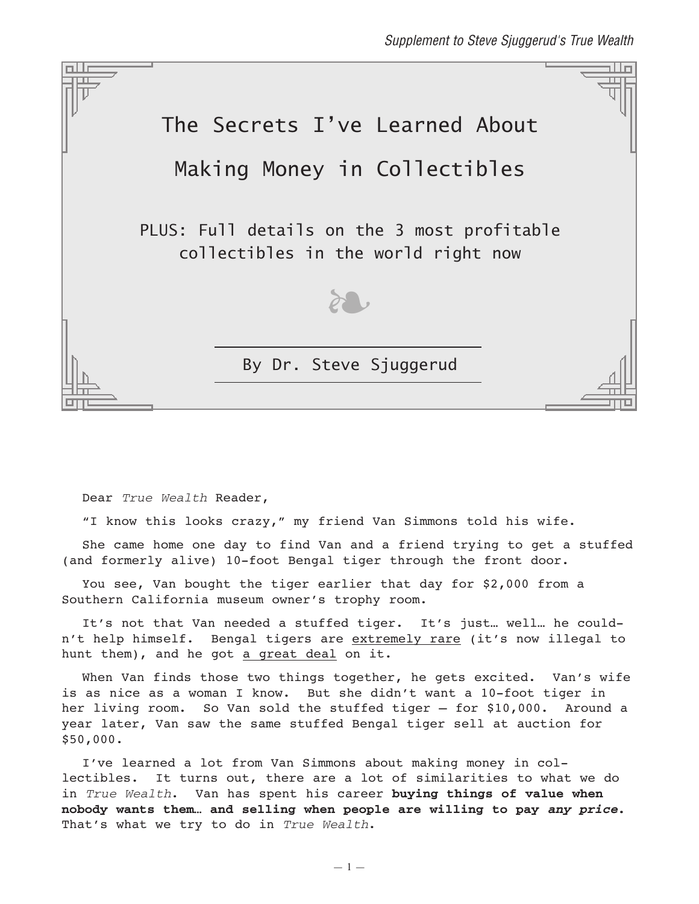# The Secrets I've Learned About Making Money in Collectibles

PLUS: Full details on the 3 most profitable collectibles in the world right now

By Dr. Steve Sjuggerud

Dear *True Wealth* Reader,

"I know this looks crazy," my friend Van Simmons told his wife.

She came home one day to find Van and a friend trying to get a stuffed (and formerly alive) 10-foot Bengal tiger through the front door.

You see, Van bought the tiger earlier that day for $2,000 from a Southern California museum owner's trophy room.

It's not that Van needed a stuffed tiger. It's just… well… he couldn't help himself. Bengal tigers are <u>extremely rare</u> (it's now illegal to hunt them), and he got <u>a great deal</u> on it.

When Van finds those two things together, he gets excited. Van's wife is as nice as a woman I know. But she didn't want a 10-foot tiger in her living room. So Van sold the stuffed tiger – for $10,000. Around a year later, Van saw the same stuffed Bengal tiger sell at auction for $50,000.

I've learned a lot from Van Simmons about making money in collectibles. It turns out, there are a lot of similarities to what we do in *True Wealth*. Van has spent his career **buying things of value when nobody wants them… and selling when people are willing to pay *any price*.** That's what we try to do in *True Wealth*.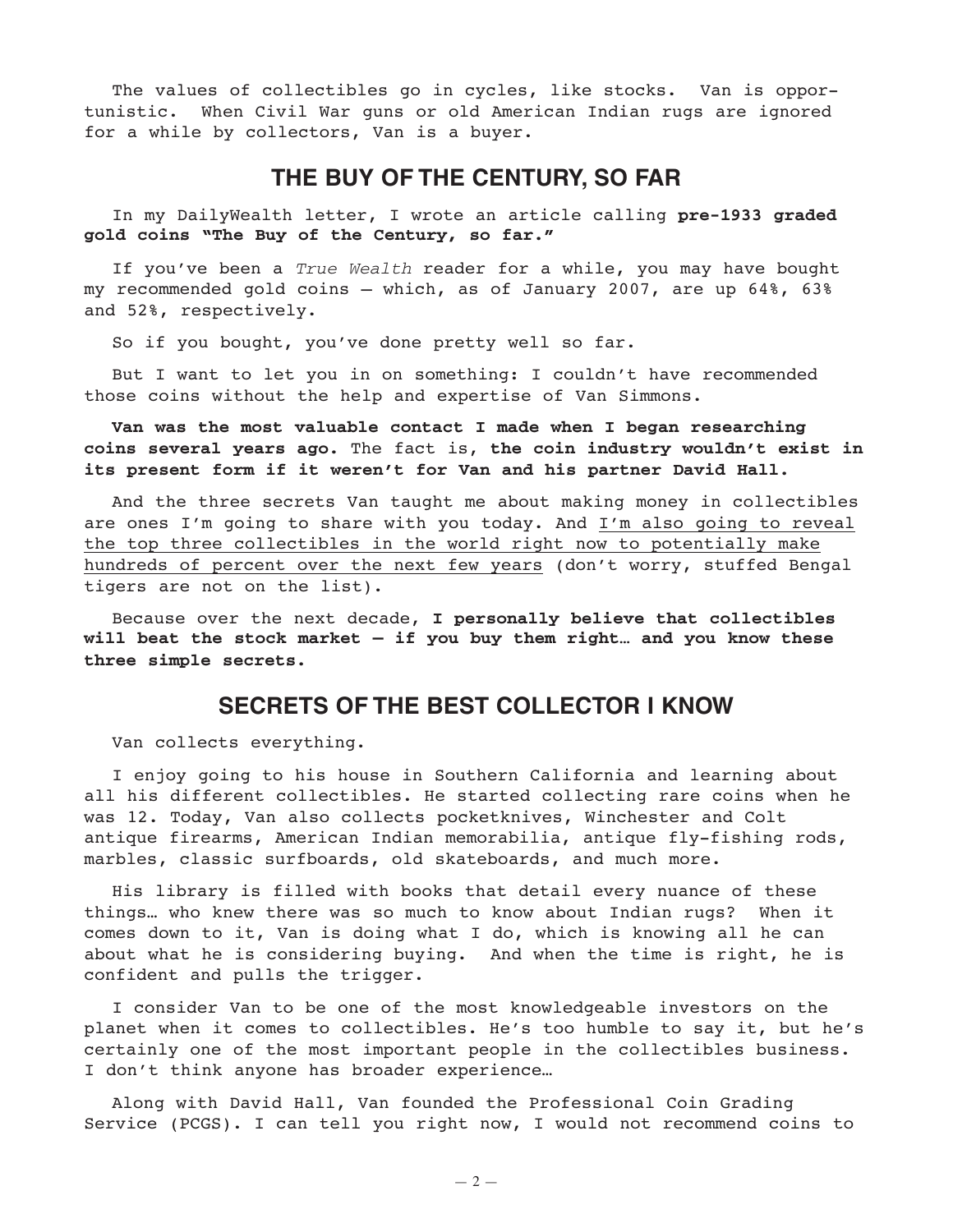The values of collectibles go in cycles, like stocks. Van is opportunistic. When Civil War guns or old American Indian rugs are ignored for a while by collectors, Van is a buyer.

## THE BUY OF THE CENTURY, SO FAR

In my DailyWealth letter, I wrote an article calling **pre-1933 graded gold coins "The Buy of the Century, so far."**

If you've been a *True Wealth* reader for a while, you may have bought my recommended gold coins – which, as of January 2007, are up 64%, 63% and 52%, respectively.

So if you bought, you've done pretty well so far.

But I want to let you in on something: I couldn't have recommended those coins without the help and expertise of Van Simmons.

**Van was the most valuable contact I made when I began researching coins several years ago.** The fact is, **the coin industry wouldn't exist in its present form if it weren't for Van and his partner David Hall.**

And the three secrets Van taught me about making money in collectibles are ones I'm going to share with you today. And <u>I'm also going to reveal the top three collectibles in the world right now to potentially make hundreds of percent over the next few years</u> (don't worry, stuffed Bengal tigers are not on the list).

Because over the next decade, **I personally believe that collectibles will beat the stock market – if you buy them right… and you know these three simple secrets.**

## SECRETS OF THE BEST COLLECTOR I KNOW

Van collects everything.

I enjoy going to his house in Southern California and learning about all his different collectibles. He started collecting rare coins when he was 12. Today, Van also collects pocketknives, Winchester and Colt antique firearms, American Indian memorabilia, antique fly-fishing rods, marbles, classic surfboards, old skateboards, and much more.

His library is filled with books that detail every nuance of these things… who knew there was so much to know about Indian rugs? When it comes down to it, Van is doing what I do, which is knowing all he can about what he is considering buying. And when the time is right, he is confident and pulls the trigger.

I consider Van to be one of the most knowledgeable investors on the planet when it comes to collectibles. He's too humble to say it, but he's certainly one of the most important people in the collectibles business. I don't think anyone has broader experience…

Along with David Hall, Van founded the Professional Coin Grading Service (PCGS). I can tell you right now, I would not recommend coins to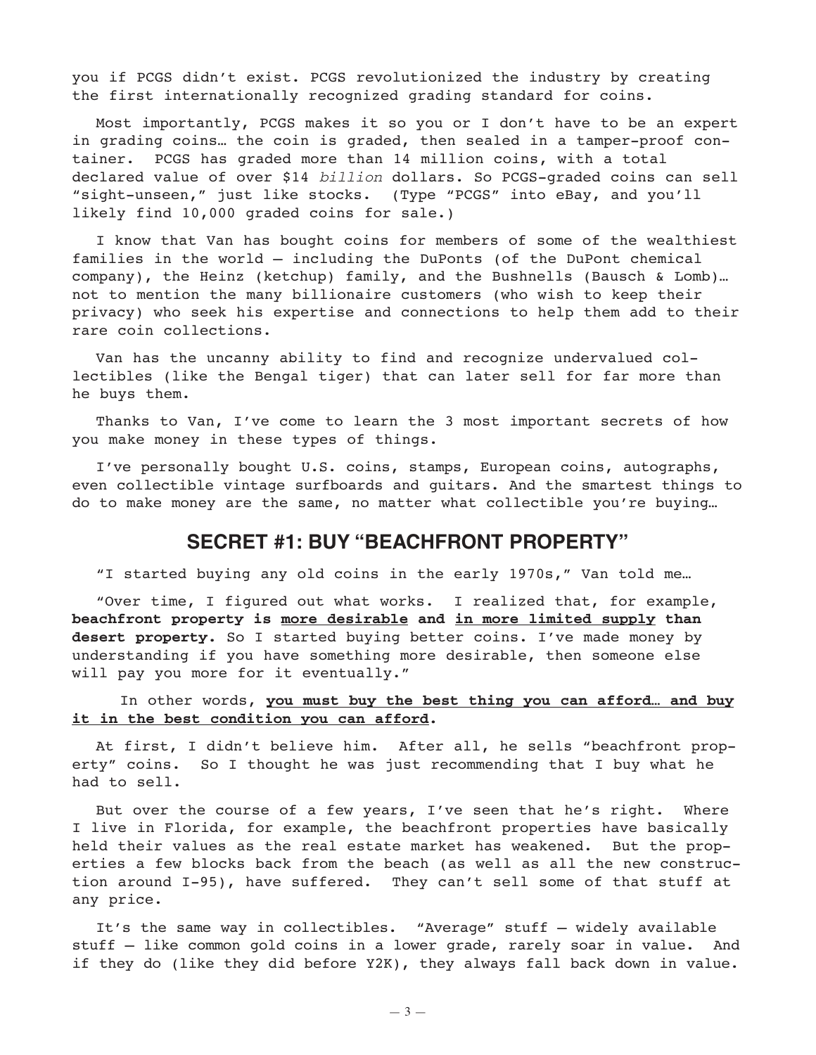you if PCGS didn't exist. PCGS revolutionized the industry by creating the first internationally recognized grading standard for coins.

Most importantly, PCGS makes it so you or I don't have to be an expert in grading coins… the coin is graded, then sealed in a tamper-proof container. PCGS has graded more than 14 million coins, with a total declared value of over $14 *billion* dollars. So PCGS-graded coins can sell "sight-unseen," just like stocks. (Type "PCGS" into eBay, and you'll likely find 10,000 graded coins for sale.)

I know that Van has bought coins for members of some of the wealthiest families in the world – including the DuPonts (of the DuPont chemical company), the Heinz (ketchup) family, and the Bushnells (Bausch & Lomb)… not to mention the many billionaire customers (who wish to keep their privacy) who seek his expertise and connections to help them add to their rare coin collections.

Van has the uncanny ability to find and recognize undervalued collectibles (like the Bengal tiger) that can later sell for far more than he buys them.

Thanks to Van, I've come to learn the 3 most important secrets of how you make money in these types of things.

I've personally bought U.S. coins, stamps, European coins, autographs, even collectible vintage surfboards and guitars. And the smartest things to do to make money are the same, no matter what collectible you're buying…

## SECRET #1: BUY "BEACHFRONT PROPERTY"

"I started buying any old coins in the early 1970s," Van told me…

"Over time, I figured out what works. I realized that, for example, **beachfront property is <u>more desirable</u> and <u>in more limited supply</u> than desert property.** So I started buying better coins. I've made money by understanding if you have something more desirable, then someone else will pay you more for it eventually."

In other words, **<u>you must buy the best thing you can afford… and buy it in the best condition you can afford</u>.**

At first, I didn't believe him. After all, he sells "beachfront property" coins. So I thought he was just recommending that I buy what he had to sell.

But over the course of a few years, I've seen that he's right. Where I live in Florida, for example, the beachfront properties have basically held their values as the real estate market has weakened. But the properties a few blocks back from the beach (as well as all the new construction around I-95), have suffered. They can't sell some of that stuff at any price.

It's the same way in collectibles. "Average" stuff – widely available stuff – like common gold coins in a lower grade, rarely soar in value. And if they do (like they did before Y2K), they always fall back down in value.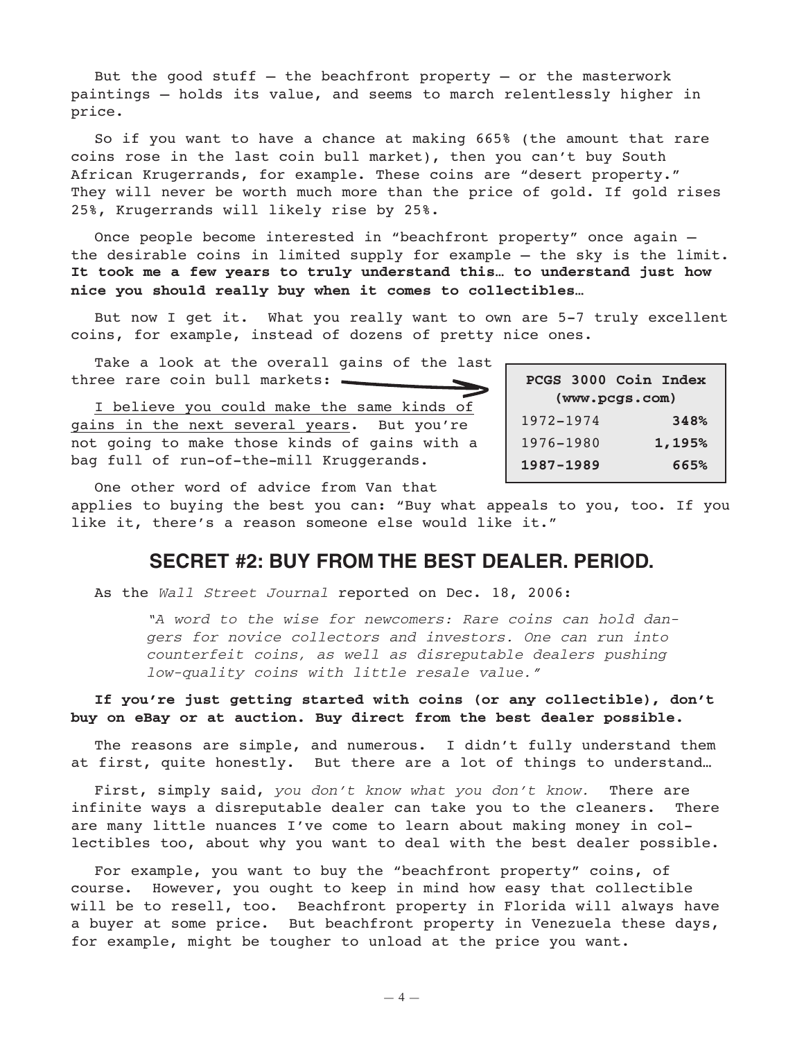But the good stuff – the beachfront property – or the masterwork paintings – holds its value, and seems to march relentlessly higher in price.

So if you want to have a chance at making 665% (the amount that rare coins rose in the last coin bull market), then you can't buy South African Krugerrands, for example. These coins are "desert property." They will never be worth much more than the price of gold. If gold rises 25%, Krugerrands will likely rise by 25%.

Once people become interested in "beachfront property" once again – the desirable coins in limited supply for example – the sky is the limit. **It took me a few years to truly understand this… to understand just how nice you should really buy when it comes to collectibles…**

But now I get it. What you really want to own are 5-7 truly excellent coins, for example, instead of dozens of pretty nice ones.

Take a look at the overall gains of the last three rare coin bull markets:

| PCGS 3000 Coin Index (www.pcgs.com) | |
|---|---|
| 1972–1974 | **348%** |
| 1976–1980 | **1,195%** |
| **1987–1989** | **665%** |

I believe you could make the same kinds of gains in the next several years. But you're not going to make those kinds of gains with a bag full of run-of-the-mill Kruggerands.

One other word of advice from Van that applies to buying the best you can: "Buy what appeals to you, too. If you like it, there's a reason someone else would like it."

## SECRET #2: BUY FROM THE BEST DEALER. PERIOD.

As the *Wall Street Journal* reported on Dec. 18, 2006:

> *"A word to the wise for newcomers: Rare coins can hold dangers for novice collectors and investors. One can run into counterfeit coins, as well as disreputable dealers pushing low-quality coins with little resale value."*

**If you're just getting started with coins (or any collectible), don't buy on eBay or at auction. Buy direct from the best dealer possible.**

The reasons are simple, and numerous. I didn't fully understand them at first, quite honestly. But there are a lot of things to understand…

First, simply said, *you don't know what you don't know.* There are infinite ways a disreputable dealer can take you to the cleaners. There are many little nuances I've come to learn about making money in collectibles too, about why you want to deal with the best dealer possible.

For example, you want to buy the "beachfront property" coins, of course. However, you ought to keep in mind how easy that collectible will be to resell, too. Beachfront property in Florida will always have a buyer at some price. But beachfront property in Venezuela these days, for example, might be tougher to unload at the price you want.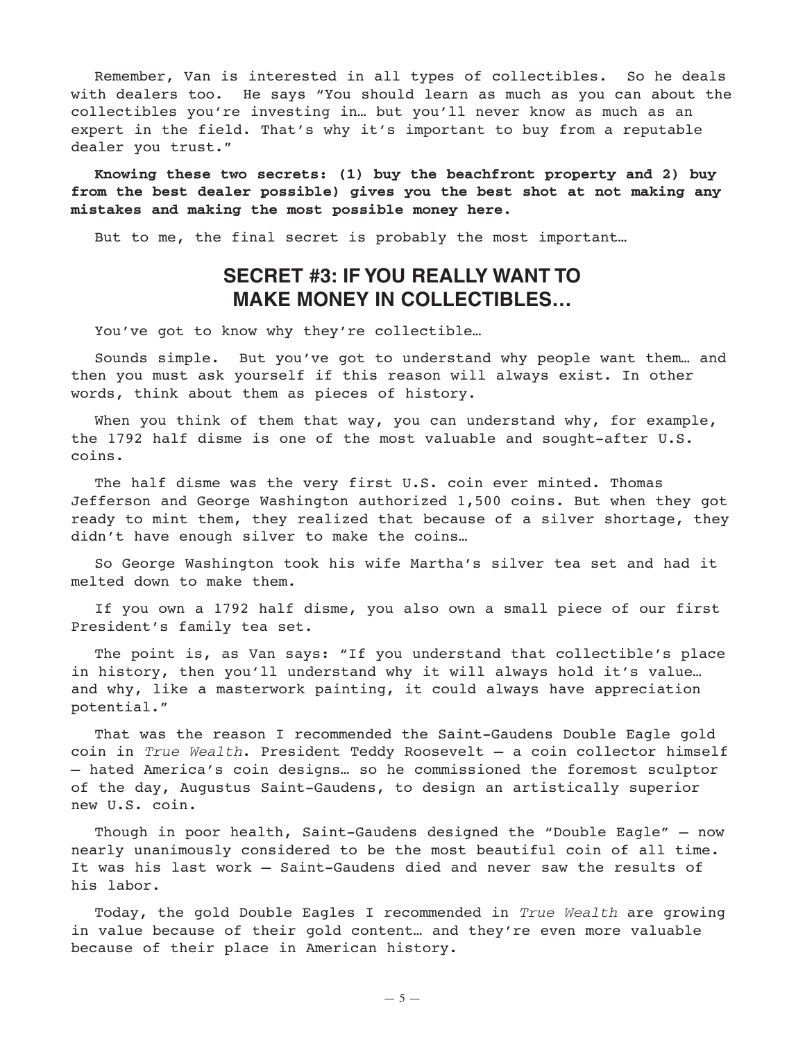Remember, Van is interested in all types of collectibles. So he deals with dealers too. He says "You should learn as much as you can about the collectibles you're investing in… but you'll never know as much as an expert in the field. That's why it's important to buy from a reputable dealer you trust."

**Knowing these two secrets: (1) buy the beachfront property and 2) buy from the best dealer possible) gives you the best shot at not making any mistakes and making the most possible money here.**

But to me, the final secret is probably the most important…

## SECRET #3: IF YOU REALLY WANT TO MAKE MONEY IN COLLECTIBLES…

You've got to know why they're collectible…

Sounds simple. But you've got to understand why people want them… and then you must ask yourself if this reason will always exist. In other words, think about them as pieces of history.

When you think of them that way, you can understand why, for example, the 1792 half disme is one of the most valuable and sought-after U.S. coins.

The half disme was the very first U.S. coin ever minted. Thomas Jefferson and George Washington authorized 1,500 coins. But when they got ready to mint them, they realized that because of a silver shortage, they didn't have enough silver to make the coins…

So George Washington took his wife Martha's silver tea set and had it melted down to make them.

If you own a 1792 half disme, you also own a small piece of our first President's family tea set.

The point is, as Van says: "If you understand that collectible's place in history, then you'll understand why it will always hold it's value… and why, like a masterwork painting, it could always have appreciation potential."

That was the reason I recommended the Saint-Gaudens Double Eagle gold coin in *True Wealth*. President Teddy Roosevelt – a coin collector himself – hated America's coin designs… so he commissioned the foremost sculptor of the day, Augustus Saint-Gaudens, to design an artistically superior new U.S. coin.

Though in poor health, Saint-Gaudens designed the "Double Eagle" – now nearly unanimously considered to be the most beautiful coin of all time. It was his last work – Saint-Gaudens died and never saw the results of his labor.

Today, the gold Double Eagles I recommended in *True Wealth* are growing in value because of their gold content… and they're even more valuable because of their place in American history.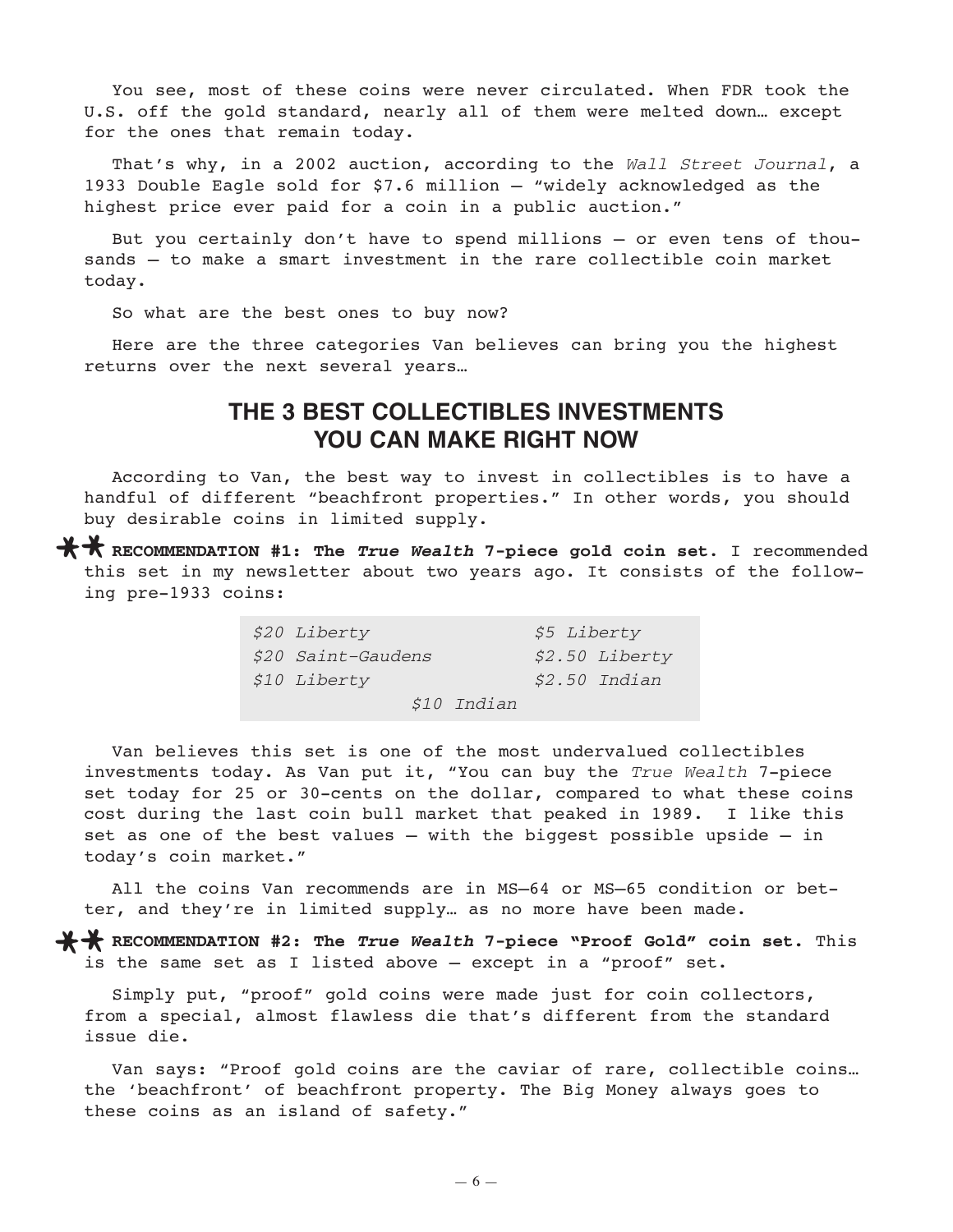You see, most of these coins were never circulated. When FDR took the U.S. off the gold standard, nearly all of them were melted down… except for the ones that remain today.

That's why, in a 2002 auction, according to the *Wall Street Journal*, a 1933 Double Eagle sold for $7.6 million – "widely acknowledged as the highest price ever paid for a coin in a public auction."

But you certainly don't have to spend millions – or even tens of thousands – to make a smart investment in the rare collectible coin market today.

So what are the best ones to buy now?

Here are the three categories Van believes can bring you the highest returns over the next several years…

## THE 3 BEST COLLECTIBLES INVESTMENTS YOU CAN MAKE RIGHT NOW

According to Van, the best way to invest in collectibles is to have a handful of different "beachfront properties." In other words, you should buy desirable coins in limited supply.

**RECOMMENDATION #1: The *True Wealth* 7-piece gold coin set.** I recommended this set in my newsletter about two years ago. It consists of the following pre-1933 coins:

| | |
|---|---|
| *$20 Liberty* | *$5 Liberty* |
| *$20 Saint-Gaudens* | *$2.50 Liberty* |
| *$10 Liberty* | *$2.50 Indian* |
| *$10 Indian* | |

Van believes this set is one of the most undervalued collectibles investments today. As Van put it, "You can buy the *True Wealth* 7-piece set today for 25 or 30-cents on the dollar, compared to what these coins cost during the last coin bull market that peaked in 1989. I like this set as one of the best values – with the biggest possible upside – in today's coin market."

All the coins Van recommends are in MS–64 or MS–65 condition or better, and they're in limited supply… as no more have been made.

**RECOMMENDATION #2: The *True Wealth* 7-piece "Proof Gold" coin set.** This is the same set as I listed above – except in a "proof" set.

Simply put, "proof" gold coins were made just for coin collectors, from a special, almost flawless die that's different from the standard issue die.

Van says: "Proof gold coins are the caviar of rare, collectible coins… the 'beachfront' of beachfront property. The Big Money always goes to these coins as an island of safety."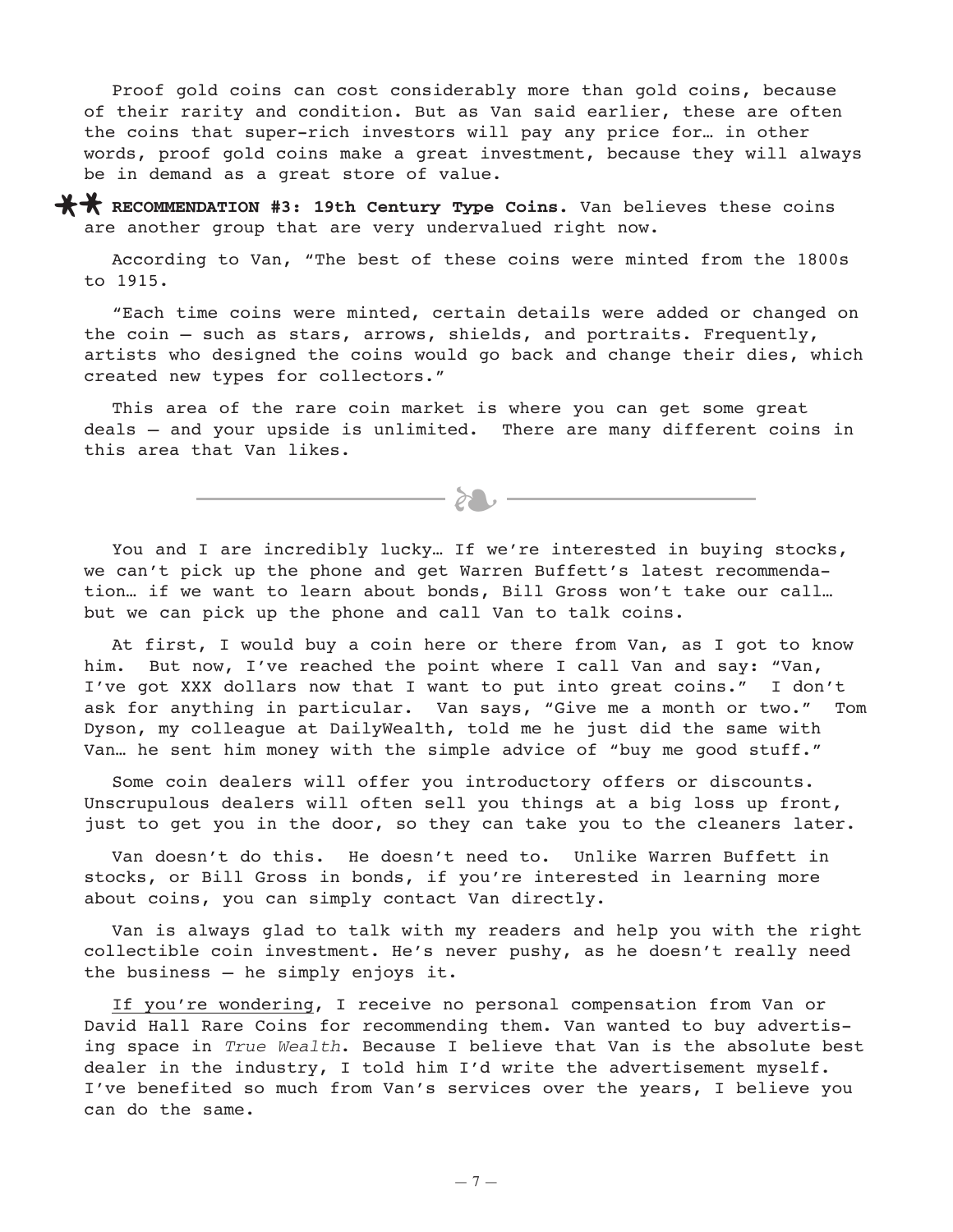Proof gold coins can cost considerably more than gold coins, because of their rarity and condition. But as Van said earlier, these are often the coins that super-rich investors will pay any price for… in other words, proof gold coins make a great investment, because they will always be in demand as a great store of value.

**RECOMMENDATION #3: 19th Century Type Coins.** Van believes these coins are another group that are very undervalued right now.

According to Van, "The best of these coins were minted from the 1800s to 1915.

"Each time coins were minted, certain details were added or changed on the coin – such as stars, arrows, shields, and portraits. Frequently, artists who designed the coins would go back and change their dies, which created new types for collectors."

This area of the rare coin market is where you can get some great deals – and your upside is unlimited. There are many different coins in this area that Van likes.

---

You and I are incredibly lucky… If we're interested in buying stocks, we can't pick up the phone and get Warren Buffett's latest recommendation… if we want to learn about bonds, Bill Gross won't take our call… but we can pick up the phone and call Van to talk coins.

At first, I would buy a coin here or there from Van, as I got to know him. But now, I've reached the point where I call Van and say: "Van, I've got XXX dollars now that I want to put into great coins." I don't ask for anything in particular. Van says, "Give me a month or two." Tom Dyson, my colleague at DailyWealth, told me he just did the same with Van… he sent him money with the simple advice of "buy me good stuff."

Some coin dealers will offer you introductory offers or discounts. Unscrupulous dealers will often sell you things at a big loss up front, just to get you in the door, so they can take you to the cleaners later.

Van doesn't do this. He doesn't need to. Unlike Warren Buffett in stocks, or Bill Gross in bonds, if you're interested in learning more about coins, you can simply contact Van directly.

Van is always glad to talk with my readers and help you with the right collectible coin investment. He's never pushy, as he doesn't really need the business – he simply enjoys it.

If you're wondering, I receive no personal compensation from Van or David Hall Rare Coins for recommending them. Van wanted to buy advertising space in *True Wealth*. Because I believe that Van is the absolute best dealer in the industry, I told him I'd write the advertisement myself. I've benefited so much from Van's services over the years, I believe you can do the same.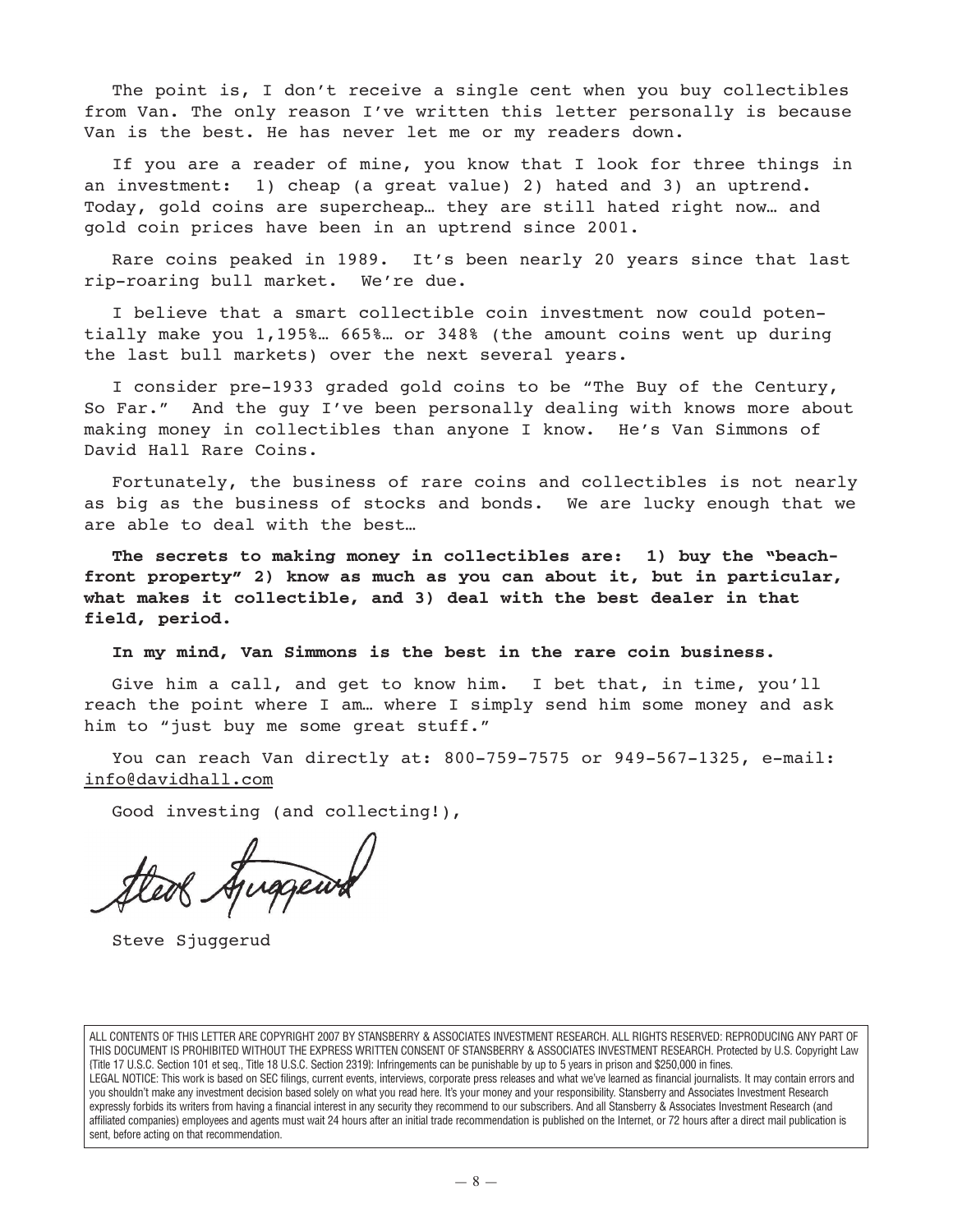The point is, I don't receive a single cent when you buy collectibles from Van. The only reason I've written this letter personally is because Van is the best. He has never let me or my readers down.

If you are a reader of mine, you know that I look for three things in an investment: 1) cheap (a great value) 2) hated and 3) an uptrend. Today, gold coins are supercheap… they are still hated right now… and gold coin prices have been in an uptrend since 2001.

Rare coins peaked in 1989. It's been nearly 20 years since that last rip-roaring bull market. We're due.

I believe that a smart collectible coin investment now could potentially make you 1,195%… 665%… or 348% (the amount coins went up during the last bull markets) over the next several years.

I consider pre-1933 graded gold coins to be "The Buy of the Century, So Far." And the guy I've been personally dealing with knows more about making money in collectibles than anyone I know. He's Van Simmons of David Hall Rare Coins.

Fortunately, the business of rare coins and collectibles is not nearly as big as the business of stocks and bonds. We are lucky enough that we are able to deal with the best…

**The secrets to making money in collectibles are: 1) buy the "beachfront property" 2) know as much as you can about it, but in particular, what makes it collectible, and 3) deal with the best dealer in that field, period.**

**In my mind, Van Simmons is the best in the rare coin business.**

Give him a call, and get to know him. I bet that, in time, you'll reach the point where I am… where I simply send him some money and ask him to "just buy me some great stuff."

You can reach Van directly at: 800-759-7575 or 949-567-1325, e-mail: info@davidhall.com

Good investing (and collecting!),

Steve Sjuggerud

ALL CONTENTS OF THIS LETTER ARE COPYRIGHT 2007 BY STANSBERRY & ASSOCIATES INVESTMENT RESEARCH. ALL RIGHTS RESERVED: REPRODUCING ANY PART OF THIS DOCUMENT IS PROHIBITED WITHOUT THE EXPRESS WRITTEN CONSENT OF STANSBERRY & ASSOCIATES INVESTMENT RESEARCH. Protected by U.S. Copyright Law (Title 17 U.S.C. Section 101 et seq., Title 18 U.S.C. Section 2319): Infringements can be punishable by up to 5 years in prison and $250,000 in fines.
LEGAL NOTICE: This work is based on SEC filings, current events, interviews, corporate press releases and what we've learned as financial journalists. It may contain errors and you shouldn't make any investment decision based solely on what you read here. It's your money and your responsibility. Stansberry and Associates Investment Research expressly forbids its writers from having a financial interest in any security they recommend to our subscribers. And all Stansberry & Associates Investment Research (and affiliated companies) employees and agents must wait 24 hours after an initial trade recommendation is published on the Internet, or 72 hours after a direct mail publication is sent, before acting on that recommendation.